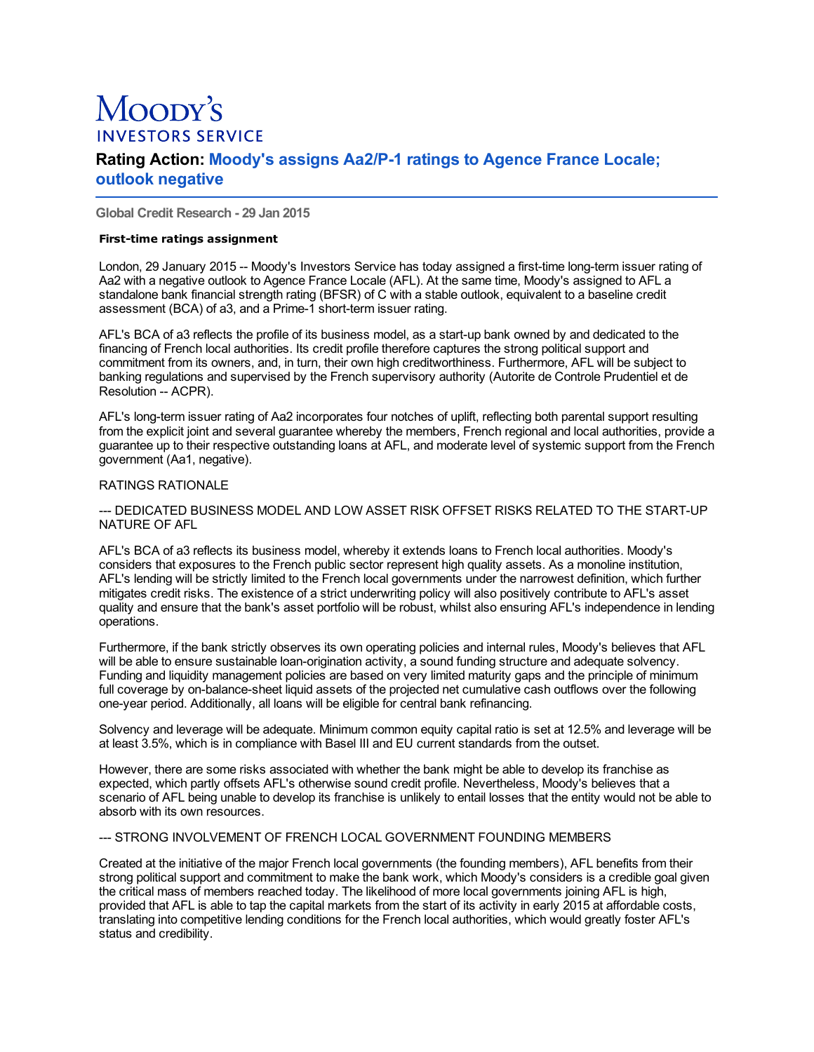# Moody's Investors Service

## Rating Action: Moody's assigns Aa2/P-1 ratings to Agence France Locale; outlook negative

**Global Credit Research - 29 Jan 2015**

**First-time ratings assignment**

London, 29 January 2015 -- Moody's Investors Service has today assigned a first-time long-term issuer rating of Aa2 with a negative outlook to Agence France Locale (AFL). At the same time, Moody's assigned to AFL a standalone bank financial strength rating (BFSR) of C with a stable outlook, equivalent to a baseline credit assessment (BCA) of a3, and a Prime-1 short-term issuer rating.

AFL's BCA of a3 reflects the profile of its business model, as a start-up bank owned by and dedicated to the financing of French local authorities. Its credit profile therefore captures the strong political support and commitment from its owners, and, in turn, their own high creditworthiness. Furthermore, AFL will be subject to banking regulations and supervised by the French supervisory authority (Autorite de Controle Prudentiel et de Resolution -- ACPR).

AFL's long-term issuer rating of Aa2 incorporates four notches of uplift, reflecting both parental support resulting from the explicit joint and several guarantee whereby the members, French regional and local authorities, provide a guarantee up to their respective outstanding loans at AFL, and moderate level of systemic support from the French government (Aa1, negative).

RATINGS RATIONALE

--- DEDICATED BUSINESS MODEL AND LOW ASSET RISK OFFSET RISKS RELATED TO THE START-UP NATURE OF AFL

AFL's BCA of a3 reflects its business model, whereby it extends loans to French local authorities. Moody's considers that exposures to the French public sector represent high quality assets. As a monoline institution, AFL's lending will be strictly limited to the French local governments under the narrowest definition, which further mitigates credit risks. The existence of a strict underwriting policy will also positively contribute to AFL's asset quality and ensure that the bank's asset portfolio will be robust, whilst also ensuring AFL's independence in lending operations.

Furthermore, if the bank strictly observes its own operating policies and internal rules, Moody's believes that AFL will be able to ensure sustainable loan-origination activity, a sound funding structure and adequate solvency. Funding and liquidity management policies are based on very limited maturity gaps and the principle of minimum full coverage by on-balance-sheet liquid assets of the projected net cumulative cash outflows over the following one-year period. Additionally, all loans will be eligible for central bank refinancing.

Solvency and leverage will be adequate. Minimum common equity capital ratio is set at 12.5% and leverage will be at least 3.5%, which is in compliance with Basel III and EU current standards from the outset.

However, there are some risks associated with whether the bank might be able to develop its franchise as expected, which partly offsets AFL's otherwise sound credit profile. Nevertheless, Moody's believes that a scenario of AFL being unable to develop its franchise is unlikely to entail losses that the entity would not be able to absorb with its own resources.

--- STRONG INVOLVEMENT OF FRENCH LOCAL GOVERNMENT FOUNDING MEMBERS

Created at the initiative of the major French local governments (the founding members), AFL benefits from their strong political support and commitment to make the bank work, which Moody's considers is a credible goal given the critical mass of members reached today. The likelihood of more local governments joining AFL is high, provided that AFL is able to tap the capital markets from the start of its activity in early 2015 at affordable costs, translating into competitive lending conditions for the French local authorities, which would greatly foster AFL's status and credibility.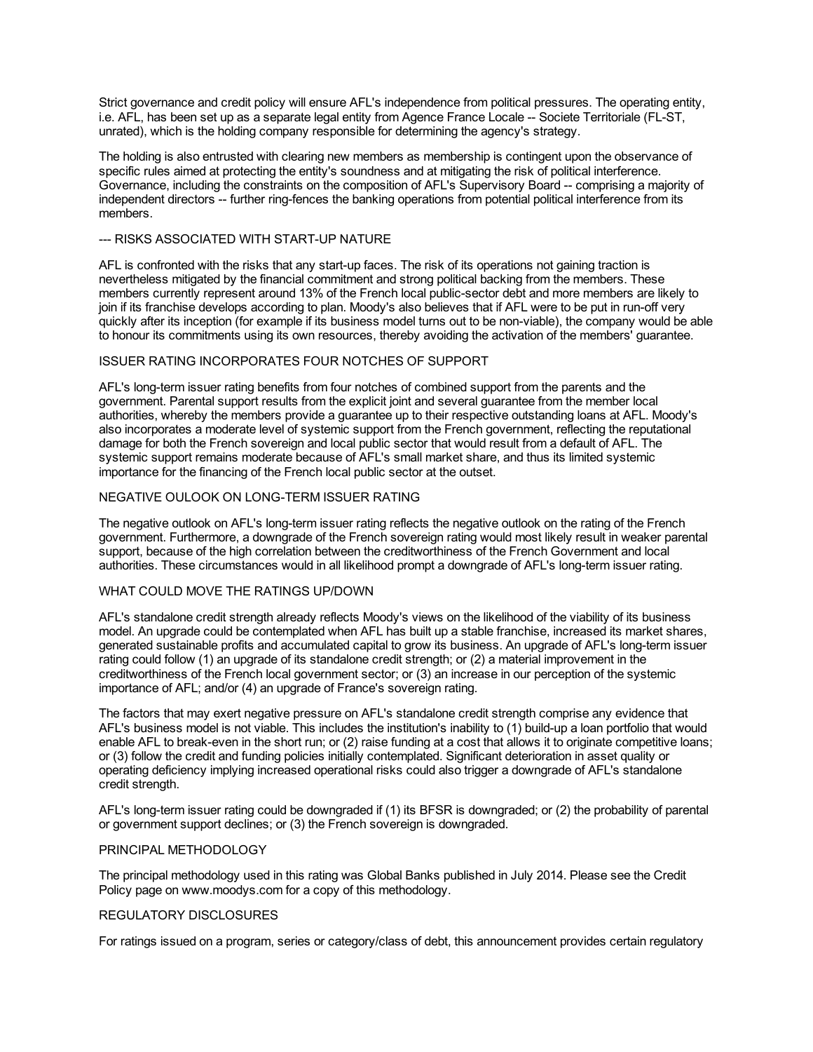Strict governance and credit policy will ensure AFL's independence from political pressures. The operating entity, i.e. AFL, has been set up as a separate legal entity from Agence France Locale -- Societe Territoriale (FL-ST, unrated), which is the holding company responsible for determining the agency's strategy.

The holding is also entrusted with clearing new members as membership is contingent upon the observance of specific rules aimed at protecting the entity's soundness and at mitigating the risk of political interference. Governance, including the constraints on the composition of AFL's Supervisory Board -- comprising a majority of independent directors -- further ring-fences the banking operations from potential political interference from its members.

--- RISKS ASSOCIATED WITH START-UP NATURE

AFL is confronted with the risks that any start-up faces. The risk of its operations not gaining traction is nevertheless mitigated by the financial commitment and strong political backing from the members. These members currently represent around 13% of the French local public-sector debt and more members are likely to join if its franchise develops according to plan. Moody's also believes that if AFL were to be put in run-off very quickly after its inception (for example if its business model turns out to be non-viable), the company would be able to honour its commitments using its own resources, thereby avoiding the activation of the members' guarantee.

ISSUER RATING INCORPORATES FOUR NOTCHES OF SUPPORT

AFL's long-term issuer rating benefits from four notches of combined support from the parents and the government. Parental support results from the explicit joint and several guarantee from the member local authorities, whereby the members provide a guarantee up to their respective outstanding loans at AFL. Moody's also incorporates a moderate level of systemic support from the French government, reflecting the reputational damage for both the French sovereign and local public sector that would result from a default of AFL. The systemic support remains moderate because of AFL's small market share, and thus its limited systemic importance for the financing of the French local public sector at the outset.

NEGATIVE OULOOK ON LONG-TERM ISSUER RATING

The negative outlook on AFL's long-term issuer rating reflects the negative outlook on the rating of the French government. Furthermore, a downgrade of the French sovereign rating would most likely result in weaker parental support, because of the high correlation between the creditworthiness of the French Government and local authorities. These circumstances would in all likelihood prompt a downgrade of AFL's long-term issuer rating.

WHAT COULD MOVE THE RATINGS UP/DOWN

AFL's standalone credit strength already reflects Moody's views on the likelihood of the viability of its business model. An upgrade could be contemplated when AFL has built up a stable franchise, increased its market shares, generated sustainable profits and accumulated capital to grow its business. An upgrade of AFL's long-term issuer rating could follow (1) an upgrade of its standalone credit strength; or (2) a material improvement in the creditworthiness of the French local government sector; or (3) an increase in our perception of the systemic importance of AFL; and/or (4) an upgrade of France's sovereign rating.

The factors that may exert negative pressure on AFL's standalone credit strength comprise any evidence that AFL's business model is not viable. This includes the institution's inability to (1) build-up a loan portfolio that would enable AFL to break-even in the short run; or (2) raise funding at a cost that allows it to originate competitive loans; or (3) follow the credit and funding policies initially contemplated. Significant deterioration in asset quality or operating deficiency implying increased operational risks could also trigger a downgrade of AFL's standalone credit strength.

AFL's long-term issuer rating could be downgraded if (1) its BFSR is downgraded; or (2) the probability of parental or government support declines; or (3) the French sovereign is downgraded.

PRINCIPAL METHODOLOGY

The principal methodology used in this rating was Global Banks published in July 2014. Please see the Credit Policy page on www.moodys.com for a copy of this methodology.

REGULATORY DISCLOSURES

For ratings issued on a program, series or category/class of debt, this announcement provides certain regulatory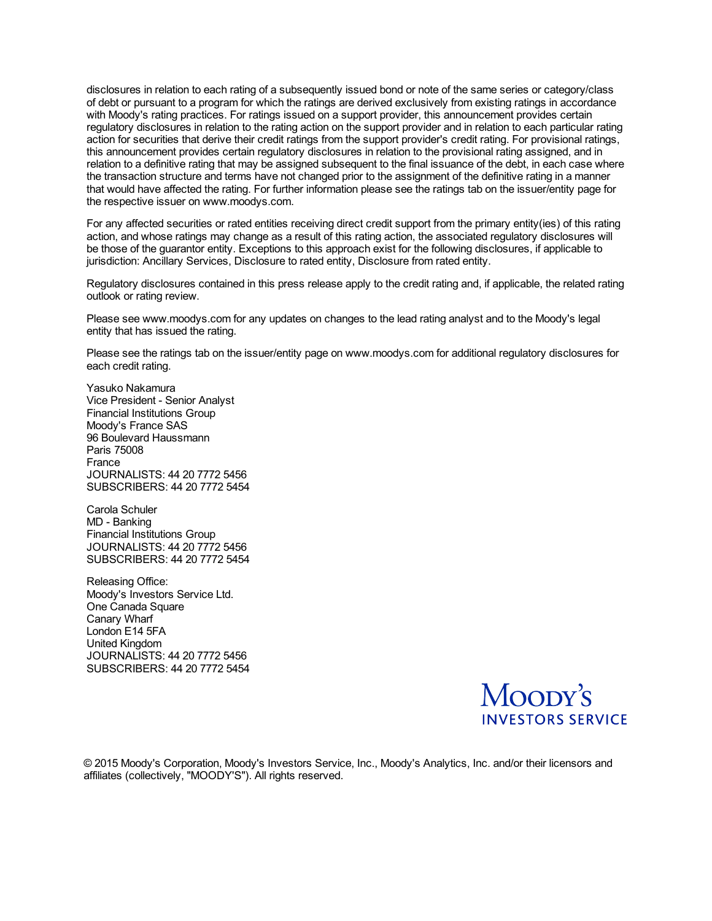disclosures in relation to each rating of a subsequently issued bond or note of the same series or category/class of debt or pursuant to a program for which the ratings are derived exclusively from existing ratings in accordance with Moody's rating practices. For ratings issued on a support provider, this announcement provides certain regulatory disclosures in relation to the rating action on the support provider and in relation to each particular rating action for securities that derive their credit ratings from the support provider's credit rating. For provisional ratings, this announcement provides certain regulatory disclosures in relation to the provisional rating assigned, and in relation to a definitive rating that may be assigned subsequent to the final issuance of the debt, in each case where the transaction structure and terms have not changed prior to the assignment of the definitive rating in a manner that would have affected the rating. For further information please see the ratings tab on the issuer/entity page for the respective issuer on www.moodys.com.

For any affected securities or rated entities receiving direct credit support from the primary entity(ies) of this rating action, and whose ratings may change as a result of this rating action, the associated regulatory disclosures will be those of the guarantor entity. Exceptions to this approach exist for the following disclosures, if applicable to jurisdiction: Ancillary Services, Disclosure to rated entity, Disclosure from rated entity.

Regulatory disclosures contained in this press release apply to the credit rating and, if applicable, the related rating outlook or rating review.

Please see www.moodys.com for any updates on changes to the lead rating analyst and to the Moody's legal entity that has issued the rating.

Please see the ratings tab on the issuer/entity page on www.moodys.com for additional regulatory disclosures for each credit rating.

Yasuko Nakamura
Vice President - Senior Analyst
Financial Institutions Group
Moody's France SAS
96 Boulevard Haussmann
Paris 75008
France
JOURNALISTS: 44 20 7772 5456
SUBSCRIBERS: 44 20 7772 5454

Carola Schuler
MD - Banking
Financial Institutions Group
JOURNALISTS: 44 20 7772 5456
SUBSCRIBERS: 44 20 7772 5454

Releasing Office:
Moody's Investors Service Ltd.
One Canada Square
Canary Wharf
London E14 5FA
United Kingdom
JOURNALISTS: 44 20 7772 5456
SUBSCRIBERS: 44 20 7772 5454

MOODY'S
INVESTORS SERVICE

© 2015 Moody's Corporation, Moody's Investors Service, Inc., Moody's Analytics, Inc. and/or their licensors and affiliates (collectively, "MOODY'S"). All rights reserved.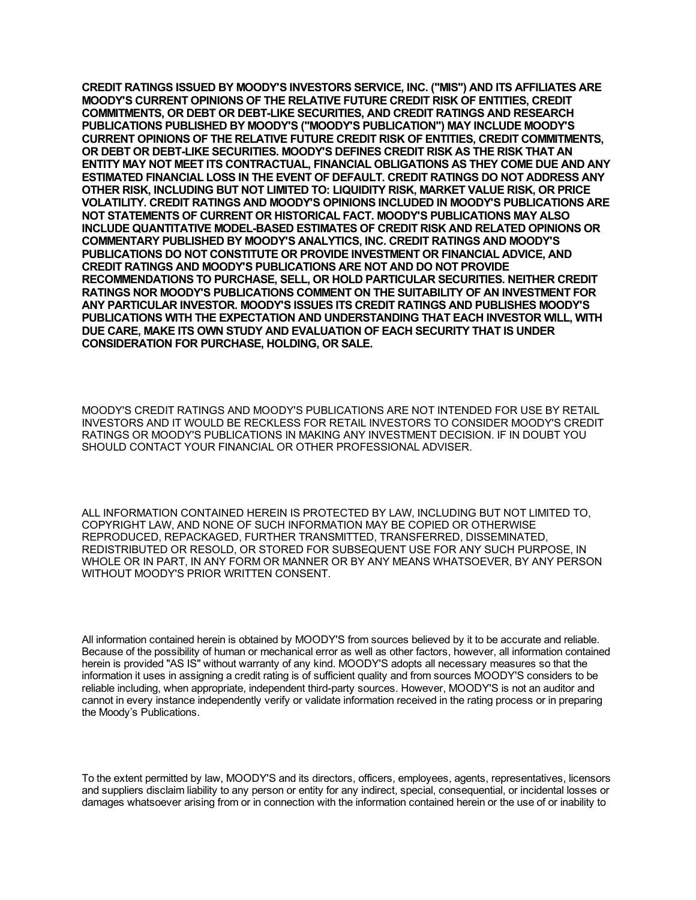**CREDIT RATINGS ISSUED BY MOODY'S INVESTORS SERVICE, INC. ("MIS") AND ITS AFFILIATES ARE MOODY'S CURRENT OPINIONS OF THE RELATIVE FUTURE CREDIT RISK OF ENTITIES, CREDIT COMMITMENTS, OR DEBT OR DEBT-LIKE SECURITIES, AND CREDIT RATINGS AND RESEARCH PUBLICATIONS PUBLISHED BY MOODY'S ("MOODY'S PUBLICATION") MAY INCLUDE MOODY'S CURRENT OPINIONS OF THE RELATIVE FUTURE CREDIT RISK OF ENTITIES, CREDIT COMMITMENTS, OR DEBT OR DEBT-LIKE SECURITIES. MOODY'S DEFINES CREDIT RISK AS THE RISK THAT AN ENTITY MAY NOT MEET ITS CONTRACTUAL, FINANCIAL OBLIGATIONS AS THEY COME DUE AND ANY ESTIMATED FINANCIAL LOSS IN THE EVENT OF DEFAULT. CREDIT RATINGS DO NOT ADDRESS ANY OTHER RISK, INCLUDING BUT NOT LIMITED TO: LIQUIDITY RISK, MARKET VALUE RISK, OR PRICE VOLATILITY. CREDIT RATINGS AND MOODY'S OPINIONS INCLUDED IN MOODY'S PUBLICATIONS ARE NOT STATEMENTS OF CURRENT OR HISTORICAL FACT. MOODY'S PUBLICATIONS MAY ALSO INCLUDE QUANTITATIVE MODEL-BASED ESTIMATES OF CREDIT RISK AND RELATED OPINIONS OR COMMENTARY PUBLISHED BY MOODY'S ANALYTICS, INC. CREDIT RATINGS AND MOODY'S PUBLICATIONS DO NOT CONSTITUTE OR PROVIDE INVESTMENT OR FINANCIAL ADVICE, AND CREDIT RATINGS AND MOODY'S PUBLICATIONS ARE NOT AND DO NOT PROVIDE RECOMMENDATIONS TO PURCHASE, SELL, OR HOLD PARTICULAR SECURITIES. NEITHER CREDIT RATINGS NOR MOODY'S PUBLICATIONS COMMENT ON THE SUITABILITY OF AN INVESTMENT FOR ANY PARTICULAR INVESTOR. MOODY'S ISSUES ITS CREDIT RATINGS AND PUBLISHES MOODY'S PUBLICATIONS WITH THE EXPECTATION AND UNDERSTANDING THAT EACH INVESTOR WILL, WITH DUE CARE, MAKE ITS OWN STUDY AND EVALUATION OF EACH SECURITY THAT IS UNDER CONSIDERATION FOR PURCHASE, HOLDING, OR SALE.**

MOODY'S CREDIT RATINGS AND MOODY'S PUBLICATIONS ARE NOT INTENDED FOR USE BY RETAIL INVESTORS AND IT WOULD BE RECKLESS FOR RETAIL INVESTORS TO CONSIDER MOODY'S CREDIT RATINGS OR MOODY'S PUBLICATIONS IN MAKING ANY INVESTMENT DECISION. IF IN DOUBT YOU SHOULD CONTACT YOUR FINANCIAL OR OTHER PROFESSIONAL ADVISER.

ALL INFORMATION CONTAINED HEREIN IS PROTECTED BY LAW, INCLUDING BUT NOT LIMITED TO, COPYRIGHT LAW, AND NONE OF SUCH INFORMATION MAY BE COPIED OR OTHERWISE REPRODUCED, REPACKAGED, FURTHER TRANSMITTED, TRANSFERRED, DISSEMINATED, REDISTRIBUTED OR RESOLD, OR STORED FOR SUBSEQUENT USE FOR ANY SUCH PURPOSE, IN WHOLE OR IN PART, IN ANY FORM OR MANNER OR BY ANY MEANS WHATSOEVER, BY ANY PERSON WITHOUT MOODY'S PRIOR WRITTEN CONSENT.

All information contained herein is obtained by MOODY'S from sources believed by it to be accurate and reliable. Because of the possibility of human or mechanical error as well as other factors, however, all information contained herein is provided "AS IS" without warranty of any kind. MOODY'S adopts all necessary measures so that the information it uses in assigning a credit rating is of sufficient quality and from sources MOODY'S considers to be reliable including, when appropriate, independent third-party sources. However, MOODY'S is not an auditor and cannot in every instance independently verify or validate information received in the rating process or in preparing the Moody's Publications.

To the extent permitted by law, MOODY'S and its directors, officers, employees, agents, representatives, licensors and suppliers disclaim liability to any person or entity for any indirect, special, consequential, or incidental losses or damages whatsoever arising from or in connection with the information contained herein or the use of or inability to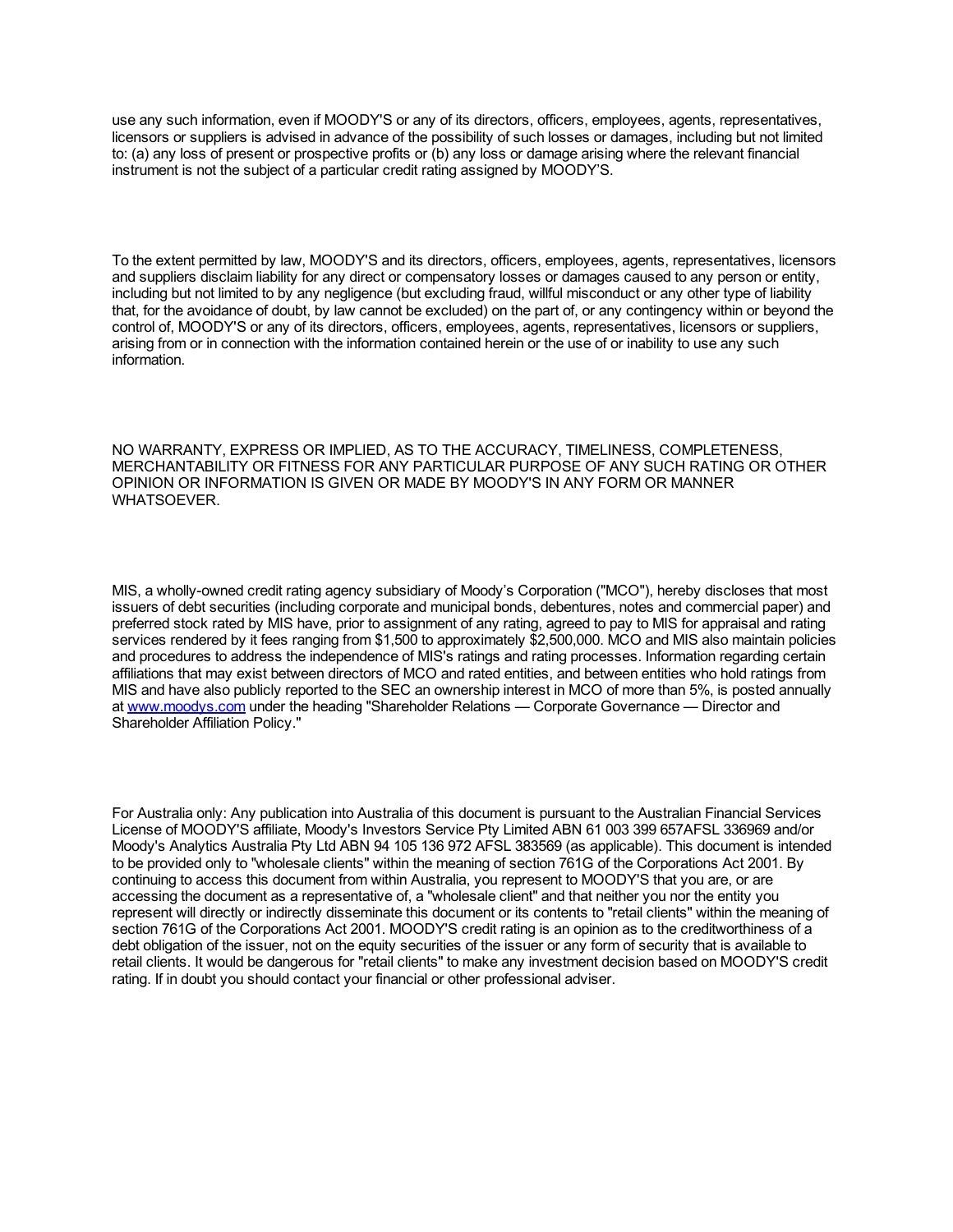use any such information, even if MOODY'S or any of its directors, officers, employees, agents, representatives, licensors or suppliers is advised in advance of the possibility of such losses or damages, including but not limited to: (a) any loss of present or prospective profits or (b) any loss or damage arising where the relevant financial instrument is not the subject of a particular credit rating assigned by MOODY'S.

To the extent permitted by law, MOODY'S and its directors, officers, employees, agents, representatives, licensors and suppliers disclaim liability for any direct or compensatory losses or damages caused to any person or entity, including but not limited to by any negligence (but excluding fraud, willful misconduct or any other type of liability that, for the avoidance of doubt, by law cannot be excluded) on the part of, or any contingency within or beyond the control of, MOODY'S or any of its directors, officers, employees, agents, representatives, licensors or suppliers, arising from or in connection with the information contained herein or the use of or inability to use any such information.

NO WARRANTY, EXPRESS OR IMPLIED, AS TO THE ACCURACY, TIMELINESS, COMPLETENESS, MERCHANTABILITY OR FITNESS FOR ANY PARTICULAR PURPOSE OF ANY SUCH RATING OR OTHER OPINION OR INFORMATION IS GIVEN OR MADE BY MOODY'S IN ANY FORM OR MANNER WHATSOEVER.

MIS, a wholly-owned credit rating agency subsidiary of Moody's Corporation ("MCO"), hereby discloses that most issuers of debt securities (including corporate and municipal bonds, debentures, notes and commercial paper) and preferred stock rated by MIS have, prior to assignment of any rating, agreed to pay to MIS for appraisal and rating services rendered by it fees ranging from $1,500 to approximately $2,500,000. MCO and MIS also maintain policies and procedures to address the independence of MIS's ratings and rating processes. Information regarding certain affiliations that may exist between directors of MCO and rated entities, and between entities who hold ratings from MIS and have also publicly reported to the SEC an ownership interest in MCO of more than 5%, is posted annually at [www.moodys.com](http://www.moodys.com) under the heading "Shareholder Relations — Corporate Governance — Director and Shareholder Affiliation Policy."

For Australia only: Any publication into Australia of this document is pursuant to the Australian Financial Services License of MOODY'S affiliate, Moody's Investors Service Pty Limited ABN 61 003 399 657AFSL 336969 and/or Moody's Analytics Australia Pty Ltd ABN 94 105 136 972 AFSL 383569 (as applicable). This document is intended to be provided only to "wholesale clients" within the meaning of section 761G of the Corporations Act 2001. By continuing to access this document from within Australia, you represent to MOODY'S that you are, or are accessing the document as a representative of, a "wholesale client" and that neither you nor the entity you represent will directly or indirectly disseminate this document or its contents to "retail clients" within the meaning of section 761G of the Corporations Act 2001. MOODY'S credit rating is an opinion as to the creditworthiness of a debt obligation of the issuer, not on the equity securities of the issuer or any form of security that is available to retail clients. It would be dangerous for "retail clients" to make any investment decision based on MOODY'S credit rating. If in doubt you should contact your financial or other professional adviser.